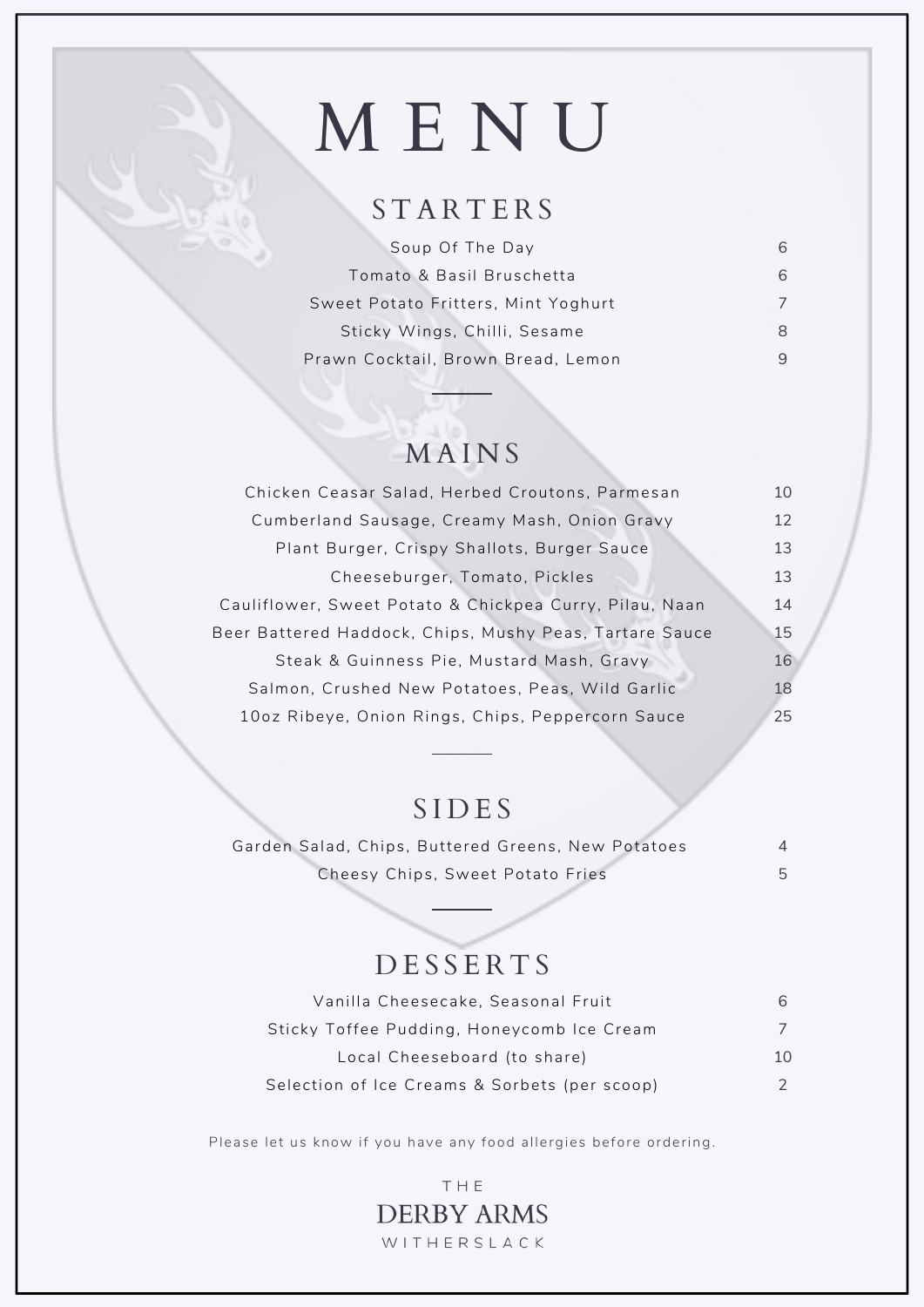# MENU

## STARTERS

| | |
|---|---|
| Soup Of The Day | 6 |
| Tomato & Basil Bruschetta | 6 |
| Sweet Potato Fritters, Mint Yoghurt | 7 |
| Sticky Wings, Chilli, Sesame | 8 |
| Prawn Cocktail, Brown Bread, Lemon | 9 |

## MAINS

| | |
|---|---|
| Chicken Ceasar Salad, Herbed Croutons, Parmesan | 10 |
| Cumberland Sausage, Creamy Mash, Onion Gravy | 12 |
| Plant Burger, Crispy Shallots, Burger Sauce | 13 |
| Cheeseburger, Tomato, Pickles | 13 |
| Cauliflower, Sweet Potato & Chickpea Curry, Pilau, Naan | 14 |
| Beer Battered Haddock, Chips, Mushy Peas, Tartare Sauce | 15 |
| Steak & Guinness Pie, Mustard Mash, Gravy | 16 |
| Salmon, Crushed New Potatoes, Peas, Wild Garlic | 18 |
| 10oz Ribeye, Onion Rings, Chips, Peppercorn Sauce | 25 |

## SIDES

| | |
|---|---|
| Garden Salad, Chips, Buttered Greens, New Potatoes | 4 |
| Cheesy Chips, Sweet Potato Fries | 5 |

## DESSERTS

| | |
|---|---|
| Vanilla Cheesecake, Seasonal Fruit | 6 |
| Sticky Toffee Pudding, Honeycomb Ice Cream | 7 |
| Local Cheeseboard (to share) | 10 |
| Selection of Ice Creams & Sorbets (per scoop) | 2 |

Please let us know if you have any food allergies before ordering.

THE
DERBY ARMS
WITHERSLACK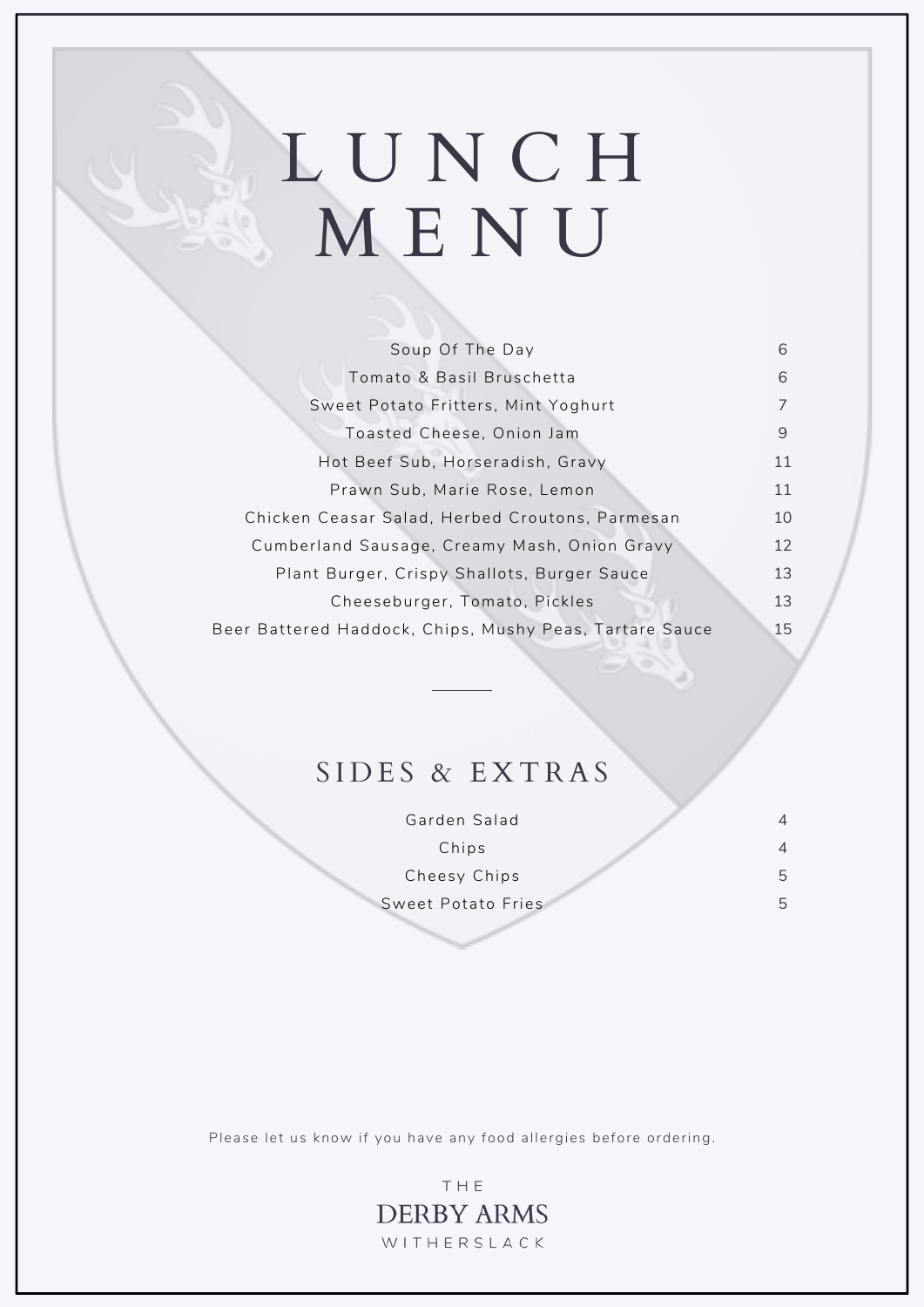# LUNCH MENU

| | |
|---|---|
| Soup Of The Day | 6 |
| Tomato & Basil Bruschetta | 6 |
| Sweet Potato Fritters, Mint Yoghurt | 7 |
| Toasted Cheese, Onion Jam | 9 |
| Hot Beef Sub, Horseradish, Gravy | 11 |
| Prawn Sub, Marie Rose, Lemon | 11 |
| Chicken Ceasar Salad, Herbed Croutons, Parmesan | 10 |
| Cumberland Sausage, Creamy Mash, Onion Gravy | 12 |
| Plant Burger, Crispy Shallots, Burger Sauce | 13 |
| Cheeseburger, Tomato, Pickles | 13 |
| Beer Battered Haddock, Chips, Mushy Peas, Tartare Sauce | 15 |

## SIDES & EXTRAS

| | |
|---|---|
| Garden Salad | 4 |
| Chips | 4 |
| Cheesy Chips | 5 |
| Sweet Potato Fries | 5 |

Please let us know if you have any food allergies before ordering.

THE
DERBY ARMS
WITHERSLACK